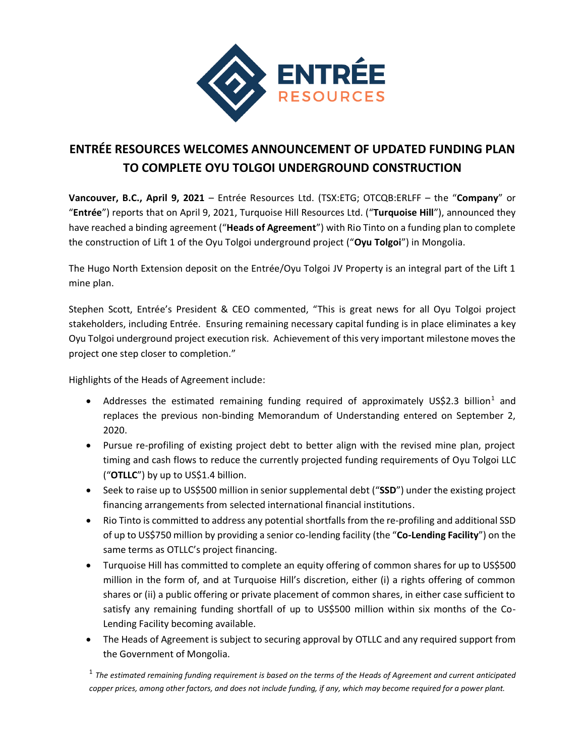ENTRÉE RESOURCES

# ENTRÉE RESOURCES WELCOMES ANNOUNCEMENT OF UPDATED FUNDING PLAN TO COMPLETE OYU TOLGOI UNDERGROUND CONSTRUCTION

**Vancouver, B.C., April 9, 2021** – Entrée Resources Ltd. (TSX:ETG; OTCQB:ERLFF – the "**Company**" or "**Entrée**") reports that on April 9, 2021, Turquoise Hill Resources Ltd. ("**Turquoise Hill**"), announced they have reached a binding agreement ("**Heads of Agreement**") with Rio Tinto on a funding plan to complete the construction of Lift 1 of the Oyu Tolgoi underground project ("**Oyu Tolgoi**") in Mongolia.

The Hugo North Extension deposit on the Entrée/Oyu Tolgoi JV Property is an integral part of the Lift 1 mine plan.

Stephen Scott, Entrée's President & CEO commented, "This is great news for all Oyu Tolgoi project stakeholders, including Entrée. Ensuring remaining necessary capital funding is in place eliminates a key Oyu Tolgoi underground project execution risk. Achievement of this very important milestone moves the project one step closer to completion."

Highlights of the Heads of Agreement include:

- Addresses the estimated remaining funding required of approximately US$2.3 billion[1] and replaces the previous non-binding Memorandum of Understanding entered on September 2, 2020.
- Pursue re-profiling of existing project debt to better align with the revised mine plan, project timing and cash flows to reduce the currently projected funding requirements of Oyu Tolgoi LLC ("**OTLLC**") by up to US$1.4 billion.
- Seek to raise up to US$500 million in senior supplemental debt ("**SSD**") under the existing project financing arrangements from selected international financial institutions.
- Rio Tinto is committed to address any potential shortfalls from the re-profiling and additional SSD of up to US$750 million by providing a senior co-lending facility (the "**Co-Lending Facility**") on the same terms as OTLLC's project financing.
- Turquoise Hill has committed to complete an equity offering of common shares for up to US$500 million in the form of, and at Turquoise Hill's discretion, either (i) a rights offering of common shares or (ii) a public offering or private placement of common shares, in either case sufficient to satisfy any remaining funding shortfall of up to US$500 million within six months of the Co-Lending Facility becoming available.
- The Heads of Agreement is subject to securing approval by OTLLC and any required support from the Government of Mongolia.

[1] *The estimated remaining funding requirement is based on the terms of the Heads of Agreement and current anticipated copper prices, among other factors, and does not include funding, if any, which may become required for a power plant.*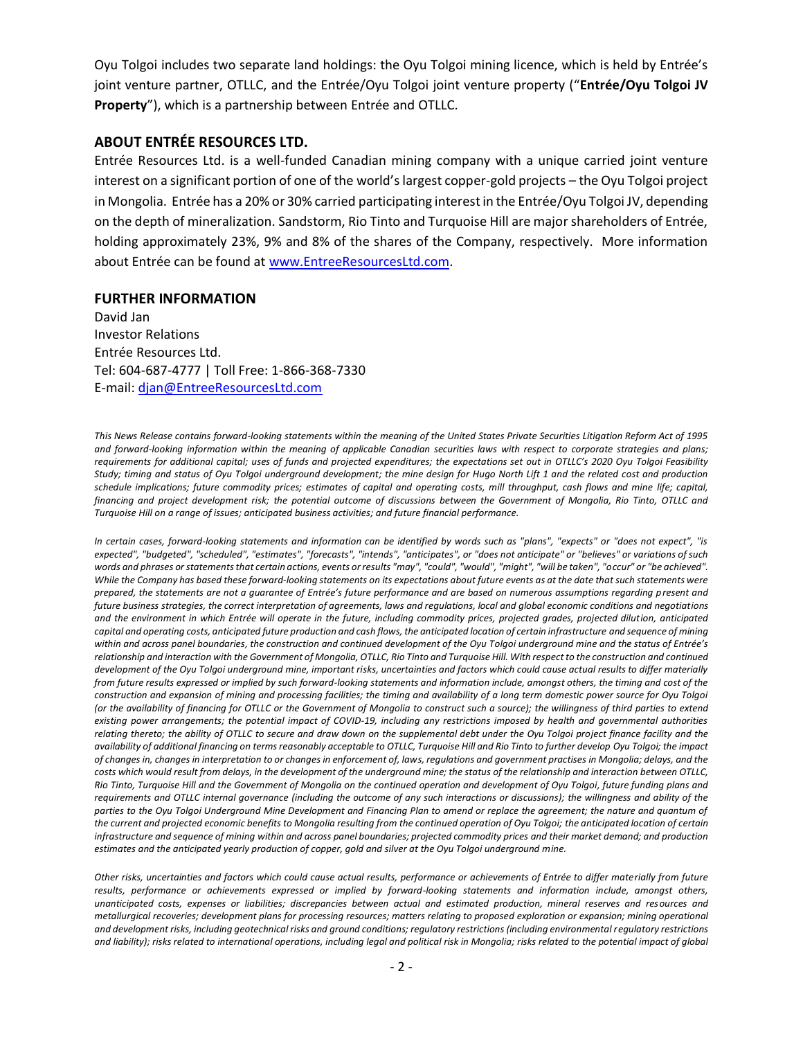Oyu Tolgoi includes two separate land holdings: the Oyu Tolgoi mining licence, which is held by Entrée's joint venture partner, OTLLC, and the Entrée/Oyu Tolgoi joint venture property ("**Entrée/Oyu Tolgoi JV Property**"), which is a partnership between Entrée and OTLLC.

## ABOUT ENTRÉE RESOURCES LTD.

Entrée Resources Ltd. is a well-funded Canadian mining company with a unique carried joint venture interest on a significant portion of one of the world's largest copper-gold projects – the Oyu Tolgoi project in Mongolia. Entrée has a 20% or 30% carried participating interest in the Entrée/Oyu Tolgoi JV, depending on the depth of mineralization. Sandstorm, Rio Tinto and Turquoise Hill are major shareholders of Entrée, holding approximately 23%, 9% and 8% of the shares of the Company, respectively. More information about Entrée can be found at [www.EntreeResourcesLtd.com](http://www.EntreeResourcesLtd.com).

## FURTHER INFORMATION

David Jan
Investor Relations
Entrée Resources Ltd.
Tel: 604-687-4777 | Toll Free: 1-866-368-7330
E-mail: [djan@EntreeResourcesLtd.com](mailto:djan@EntreeResourcesLtd.com)

*This News Release contains forward-looking statements within the meaning of the United States Private Securities Litigation Reform Act of 1995 and forward-looking information within the meaning of applicable Canadian securities laws with respect to corporate strategies and plans; requirements for additional capital; uses of funds and projected expenditures; the expectations set out in OTLLC's 2020 Oyu Tolgoi Feasibility Study; timing and status of Oyu Tolgoi underground development; the mine design for Hugo North Lift 1 and the related cost and production schedule implications; future commodity prices; estimates of capital and operating costs, mill throughput, cash flows and mine life; capital, financing and project development risk; the potential outcome of discussions between the Government of Mongolia, Rio Tinto, OTLLC and Turquoise Hill on a range of issues; anticipated business activities; and future financial performance.*

*In certain cases, forward-looking statements and information can be identified by words such as "plans", "expects" or "does not expect", "is expected", "budgeted", "scheduled", "estimates", "forecasts", "intends", "anticipates", or "does not anticipate" or "believes" or variations of such words and phrases or statements that certain actions, events or results "may", "could", "would", "might", "will be taken", "occur" or "be achieved". While the Company has based these forward-looking statements on its expectations about future events as at the date that such statements were prepared, the statements are not a guarantee of Entrée's future performance and are based on numerous assumptions regarding present and future business strategies, the correct interpretation of agreements, laws and regulations, local and global economic conditions and negotiations and the environment in which Entrée will operate in the future, including commodity prices, projected grades, projected dilution, anticipated capital and operating costs, anticipated future production and cash flows, the anticipated location of certain infrastructure and sequence of mining within and across panel boundaries, the construction and continued development of the Oyu Tolgoi underground mine and the status of Entrée's relationship and interaction with the Government of Mongolia, OTLLC, Rio Tinto and Turquoise Hill. With respect to the construction and continued development of the Oyu Tolgoi underground mine, important risks, uncertainties and factors which could cause actual results to differ materially from future results expressed or implied by such forward-looking statements and information include, amongst others, the timing and cost of the construction and expansion of mining and processing facilities; the timing and availability of a long term domestic power source for Oyu Tolgoi (or the availability of financing for OTLLC or the Government of Mongolia to construct such a source); the willingness of third parties to extend existing power arrangements; the potential impact of COVID-19, including any restrictions imposed by health and governmental authorities relating thereto; the ability of OTLLC to secure and draw down on the supplemental debt under the Oyu Tolgoi project finance facility and the availability of additional financing on terms reasonably acceptable to OTLLC, Turquoise Hill and Rio Tinto to further develop Oyu Tolgoi; the impact of changes in, changes in interpretation to or changes in enforcement of, laws, regulations and government practises in Mongolia; delays, and the costs which would result from delays, in the development of the underground mine; the status of the relationship and interaction between OTLLC, Rio Tinto, Turquoise Hill and the Government of Mongolia on the continued operation and development of Oyu Tolgoi, future funding plans and requirements and OTLLC internal governance (including the outcome of any such interactions or discussions); the willingness and ability of the parties to the Oyu Tolgoi Underground Mine Development and Financing Plan to amend or replace the agreement; the nature and quantum of the current and projected economic benefits to Mongolia resulting from the continued operation of Oyu Tolgoi; the anticipated location of certain infrastructure and sequence of mining within and across panel boundaries; projected commodity prices and their market demand; and production estimates and the anticipated yearly production of copper, gold and silver at the Oyu Tolgoi underground mine.*

*Other risks, uncertainties and factors which could cause actual results, performance or achievements of Entrée to differ materially from future results, performance or achievements expressed or implied by forward-looking statements and information include, amongst others, unanticipated costs, expenses or liabilities; discrepancies between actual and estimated production, mineral reserves and resources and metallurgical recoveries; development plans for processing resources; matters relating to proposed exploration or expansion; mining operational and development risks, including geotechnical risks and ground conditions; regulatory restrictions (including environmental regulatory restrictions and liability); risks related to international operations, including legal and political risk in Mongolia; risks related to the potential impact of global*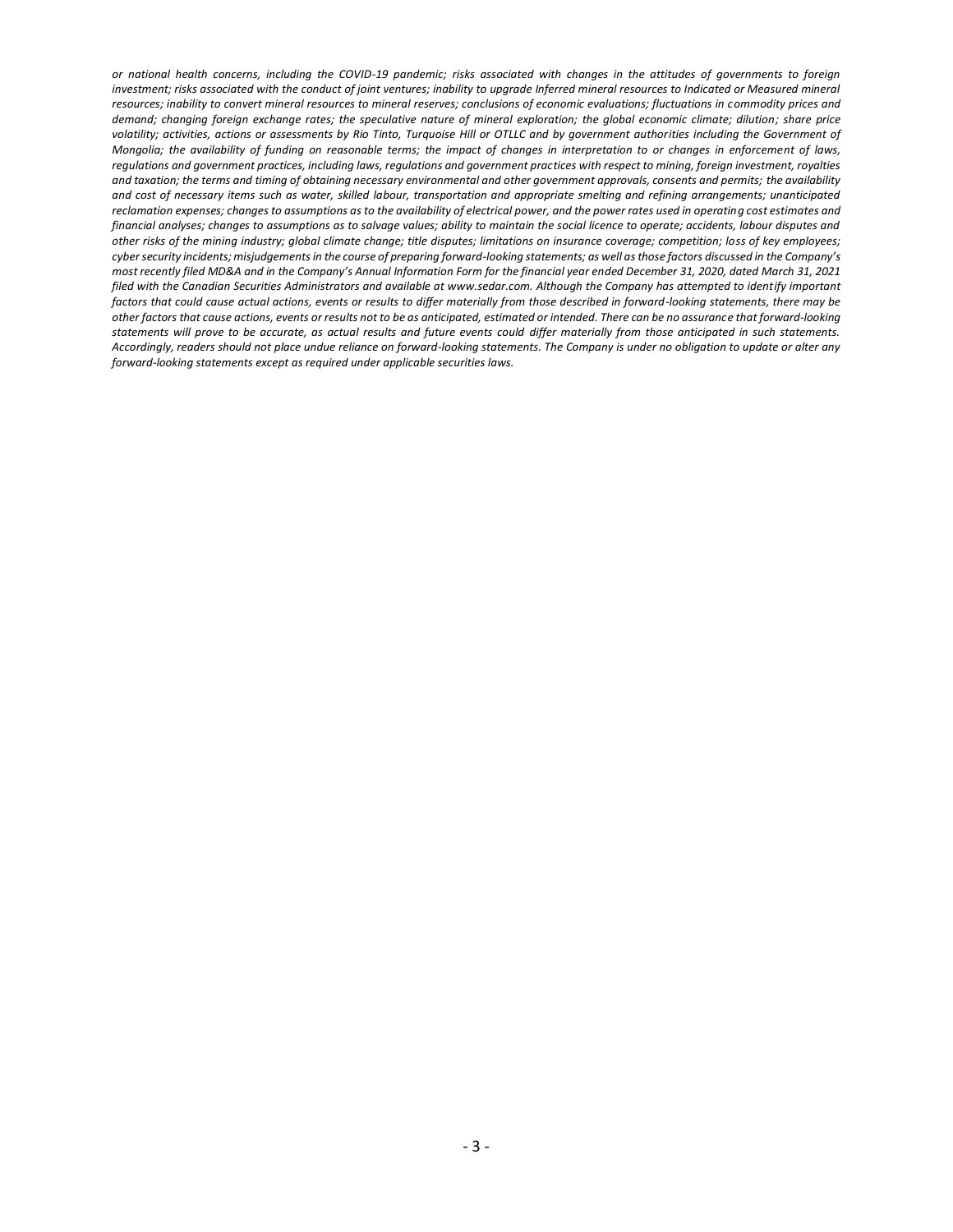*or national health concerns, including the COVID-19 pandemic; risks associated with changes in the attitudes of governments to foreign investment; risks associated with the conduct of joint ventures; inability to upgrade Inferred mineral resources to Indicated or Measured mineral resources; inability to convert mineral resources to mineral reserves; conclusions of economic evaluations; fluctuations in commodity prices and demand; changing foreign exchange rates; the speculative nature of mineral exploration; the global economic climate; dilution; share price volatility; activities, actions or assessments by Rio Tinto, Turquoise Hill or OTLLC and by government authorities including the Government of Mongolia; the availability of funding on reasonable terms; the impact of changes in interpretation to or changes in enforcement of laws, regulations and government practices, including laws, regulations and government practices with respect to mining, foreign investment, royalties and taxation; the terms and timing of obtaining necessary environmental and other government approvals, consents and permits; the availability and cost of necessary items such as water, skilled labour, transportation and appropriate smelting and refining arrangements; unanticipated reclamation expenses; changes to assumptions as to the availability of electrical power, and the power rates used in operating cost estimates and financial analyses; changes to assumptions as to salvage values; ability to maintain the social licence to operate; accidents, labour disputes and other risks of the mining industry; global climate change; title disputes; limitations on insurance coverage; competition; loss of key employees; cyber security incidents; misjudgements in the course of preparing forward-looking statements; as well as those factors discussed in the Company's most recently filed MD&A and in the Company's Annual Information Form for the financial year ended December 31, 2020, dated March 31, 2021 filed with the Canadian Securities Administrators and available at www.sedar.com. Although the Company has attempted to identify important factors that could cause actual actions, events or results to differ materially from those described in forward-looking statements, there may be other factors that cause actions, events or results not to be as anticipated, estimated or intended. There can be no assurance that forward-looking statements will prove to be accurate, as actual results and future events could differ materially from those anticipated in such statements. Accordingly, readers should not place undue reliance on forward-looking statements. The Company is under no obligation to update or alter any forward-looking statements except as required under applicable securities laws.*